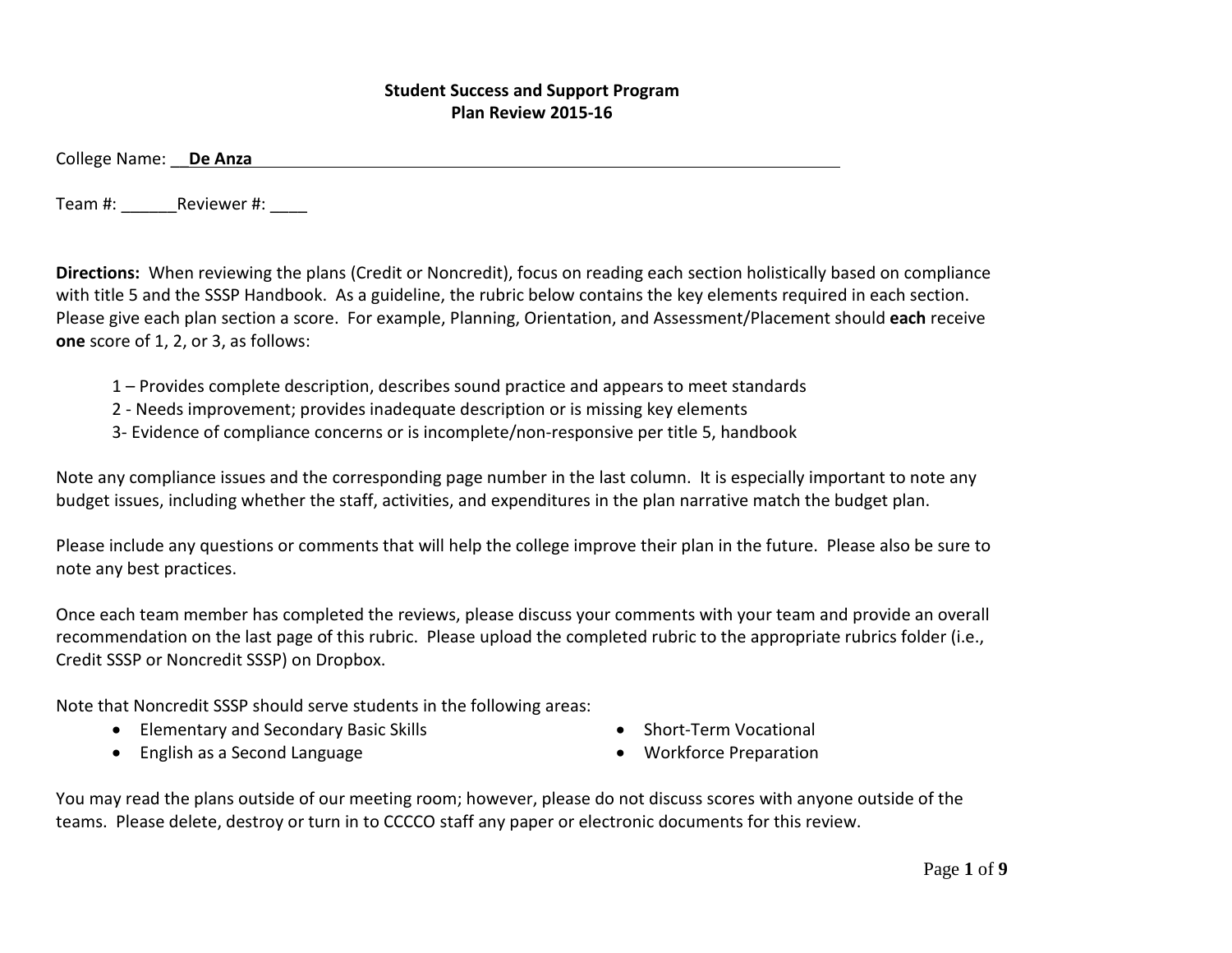**Student Success and Support Program**
**Plan Review 2015-16**

College Name: __**De Anza**______________________________________________

Team #: ______Reviewer #: ____

**Directions:** When reviewing the plans (Credit or Noncredit), focus on reading each section holistically based on compliance with title 5 and the SSSP Handbook. As a guideline, the rubric below contains the key elements required in each section. Please give each plan section a score. For example, Planning, Orientation, and Assessment/Placement should **each** receive **one** score of 1, 2, or 3, as follows:

> 1 – Provides complete description, describes sound practice and appears to meet standards
> 2 - Needs improvement; provides inadequate description or is missing key elements
> 3- Evidence of compliance concerns or is incomplete/non-responsive per title 5, handbook

Note any compliance issues and the corresponding page number in the last column. It is especially important to note any budget issues, including whether the staff, activities, and expenditures in the plan narrative match the budget plan.

Please include any questions or comments that will help the college improve their plan in the future. Please also be sure to note any best practices.

Once each team member has completed the reviews, please discuss your comments with your team and provide an overall recommendation on the last page of this rubric. Please upload the completed rubric to the appropriate rubrics folder (i.e., Credit SSSP or Noncredit SSSP) on Dropbox.

Note that Noncredit SSSP should serve students in the following areas:

- Elementary and Secondary Basic Skills
- English as a Second Language
- Short-Term Vocational
- Workforce Preparation

You may read the plans outside of our meeting room; however, please do not discuss scores with anyone outside of the teams. Please delete, destroy or turn in to CCCCO staff any paper or electronic documents for this review.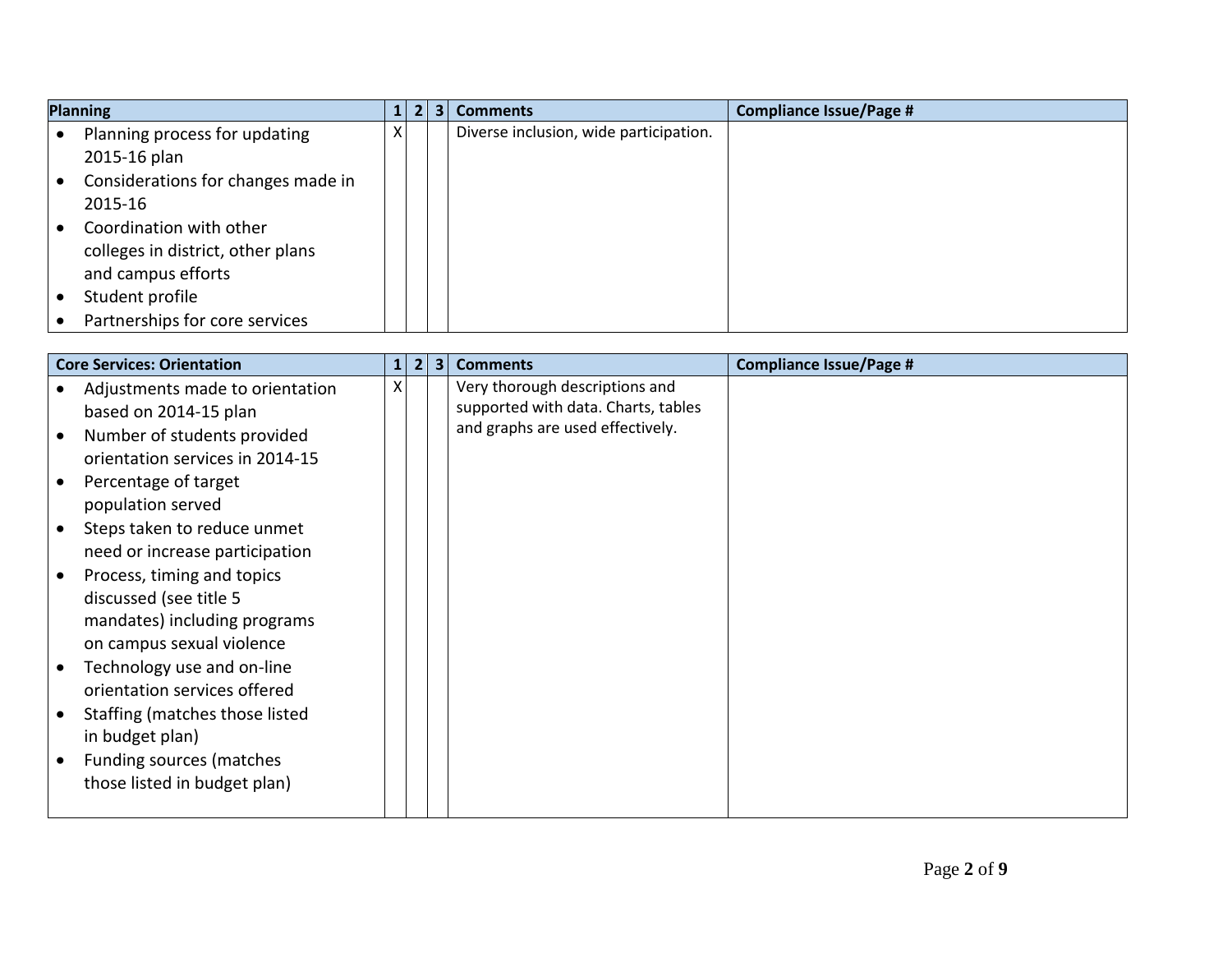| Planning | 1 | 2 | 3 | Comments | Compliance Issue/Page # |
|---|---|---|---|---|---|
| • Planning process for updating 2015-16 plan<br>• Considerations for changes made in 2015-16<br>• Coordination with other colleges in district, other plans and campus efforts<br>• Student profile<br>• Partnerships for core services | X | | | Diverse inclusion, wide participation. | |

| Core Services: Orientation | 1 | 2 | 3 | Comments | Compliance Issue/Page # |
|---|---|---|---|---|---|
| • Adjustments made to orientation based on 2014-15 plan<br>• Number of students provided orientation services in 2014-15<br>• Percentage of target population served<br>• Steps taken to reduce unmet need or increase participation<br>• Process, timing and topics discussed (see title 5 mandates) including programs on campus sexual violence<br>• Technology use and on-line orientation services offered<br>• Staffing (matches those listed in budget plan)<br>• Funding sources (matches those listed in budget plan) | X | | | Very thorough descriptions and supported with data. Charts, tables and graphs are used effectively. | |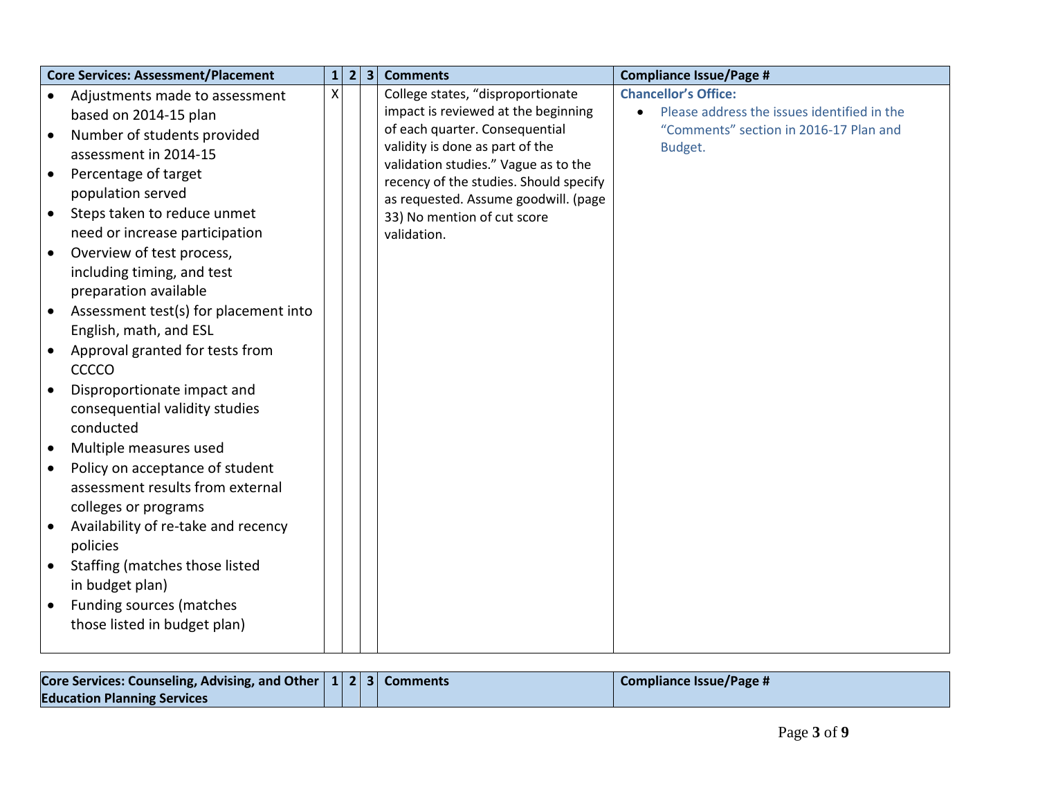| Core Services: Assessment/Placement | 1 | 2 | 3 | Comments | Compliance Issue/Page # |
|---|---|---|---|---|---|
| • Adjustments made to assessment based on 2014-15 plan<br>• Number of students provided assessment in 2014-15<br>• Percentage of target population served<br>• Steps taken to reduce unmet need or increase participation<br>• Overview of test process, including timing, and test preparation available<br>• Assessment test(s) for placement into English, math, and ESL<br>• Approval granted for tests from CCCCO<br>• Disproportionate impact and consequential validity studies conducted<br>• Multiple measures used<br>• Policy on acceptance of student assessment results from external colleges or programs<br>• Availability of re-take and recency policies<br>• Staffing (matches those listed in budget plan)<br>• Funding sources (matches those listed in budget plan) | X | | | College states, "disproportionate impact is reviewed at the beginning of each quarter. Consequential validity is done as part of the validation studies." Vague as to the recency of the studies. Should specify as requested. Assume goodwill. (page 33) No mention of cut score validation. | **Chancellor's Office:**<br>• Please address the issues identified in the "Comments" section in 2016-17 Plan and Budget. |

| Core Services: Counseling, Advising, and Other Education Planning Services | 1 | 2 | 3 | Comments | Compliance Issue/Page # |
|---|---|---|---|---|---|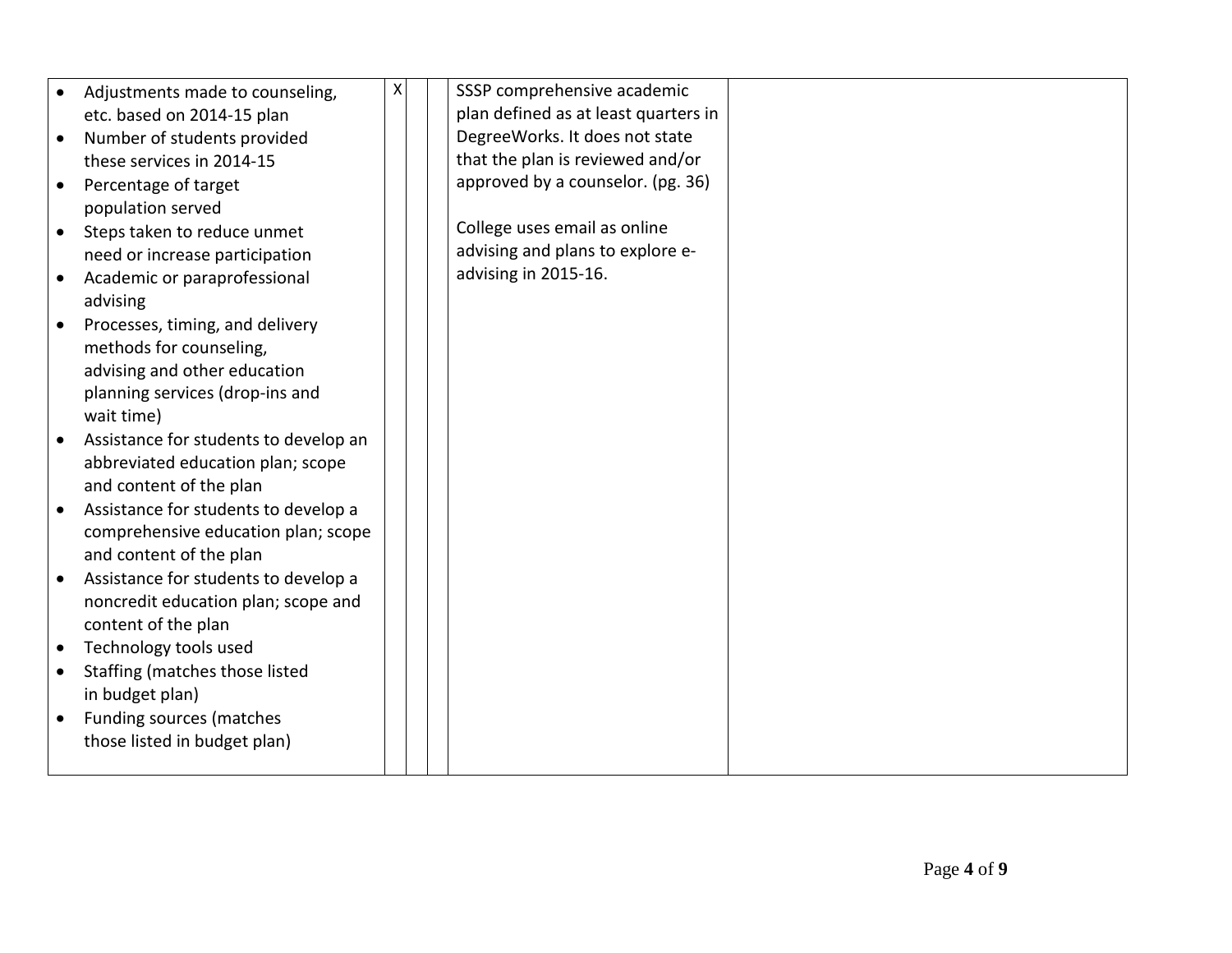| | | | | | |
|---|---|---|---|---|---|
| • Adjustments made to counseling, etc. based on 2014-15 plan<br>• Number of students provided these services in 2014-15<br>• Percentage of target population served<br>• Steps taken to reduce unmet need or increase participation<br>• Academic or paraprofessional advising<br>• Processes, timing, and delivery methods for counseling, advising and other education planning services (drop-ins and wait time)<br>• Assistance for students to develop an abbreviated education plan; scope and content of the plan<br>• Assistance for students to develop a comprehensive education plan; scope and content of the plan<br>• Assistance for students to develop a noncredit education plan; scope and content of the plan<br>• Technology tools used<br>• Staffing (matches those listed in budget plan)<br>• Funding sources (matches those listed in budget plan) | X | | | SSSP comprehensive academic plan defined as at least quarters in DegreeWorks. It does not state that the plan is reviewed and/or approved by a counselor. (pg. 36)<br><br>College uses email as online advising and plans to explore e-advising in 2015-16. | |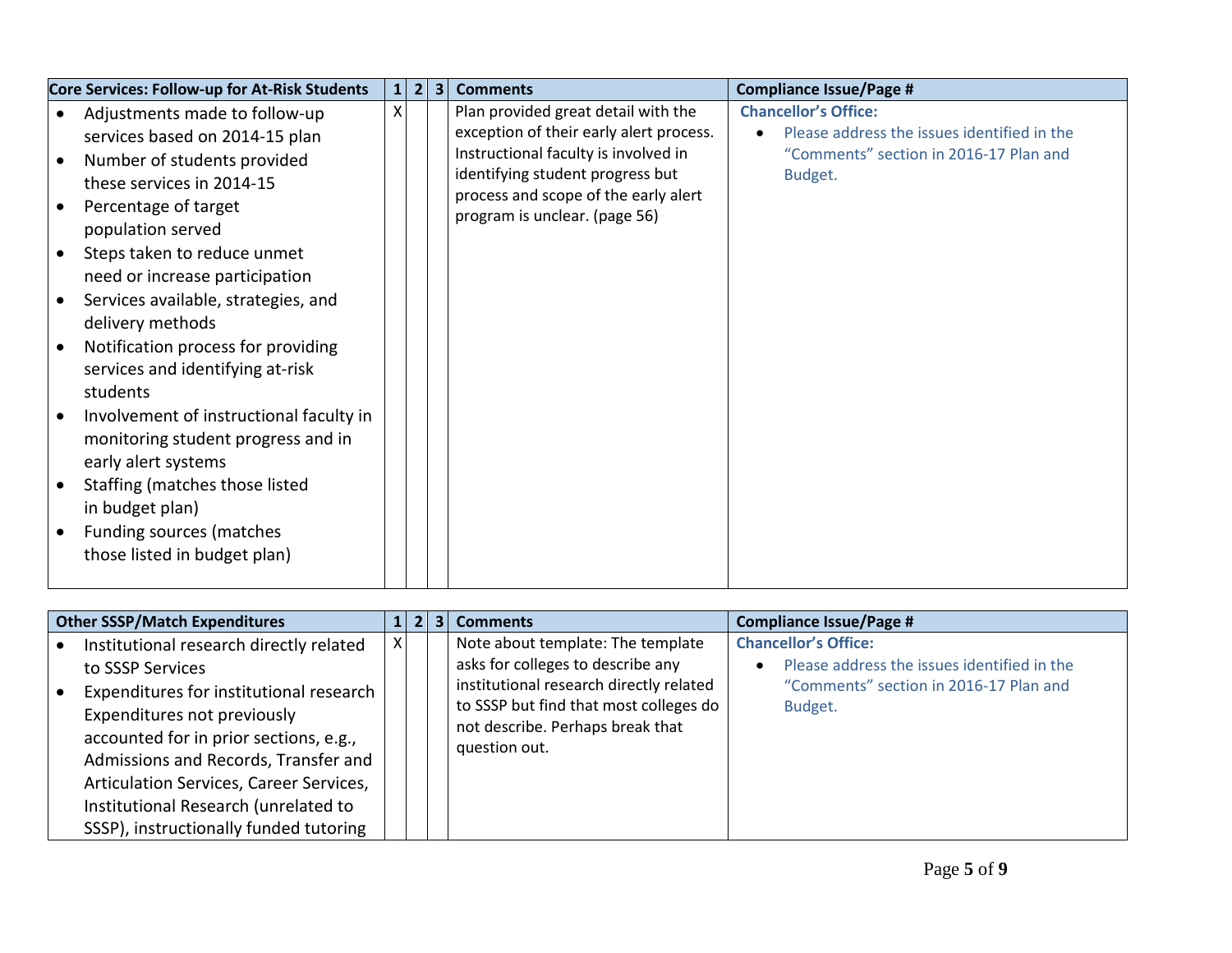| Core Services: Follow-up for At-Risk Students | 1 | 2 | 3 | Comments | Compliance Issue/Page # |
|---|---|---|---|---|---|
| • Adjustments made to follow-up services based on 2014-15 plan<br>• Number of students provided these services in 2014-15<br>• Percentage of target population served<br>• Steps taken to reduce unmet need or increase participation<br>• Services available, strategies, and delivery methods<br>• Notification process for providing services and identifying at-risk students<br>• Involvement of instructional faculty in monitoring student progress and in early alert systems<br>• Staffing (matches those listed in budget plan)<br>• Funding sources (matches those listed in budget plan) | X | | | Plan provided great detail with the exception of their early alert process. Instructional faculty is involved in identifying student progress but process and scope of the early alert program is unclear. (page 56) | **Chancellor's Office:**<br>• Please address the issues identified in the "Comments" section in 2016-17 Plan and Budget. |

| Other SSSP/Match Expenditures | 1 | 2 | 3 | Comments | Compliance Issue/Page # |
|---|---|---|---|---|---|
| • Institutional research directly related to SSSP Services<br>• Expenditures for institutional research Expenditures not previously accounted for in prior sections, e.g., Admissions and Records, Transfer and Articulation Services, Career Services, Institutional Research (unrelated to SSSP), instructionally funded tutoring | X | | | Note about template: The template asks for colleges to describe any institutional research directly related to SSSP but find that most colleges do not describe. Perhaps break that question out. | **Chancellor's Office:**<br>• Please address the issues identified in the "Comments" section in 2016-17 Plan and Budget. |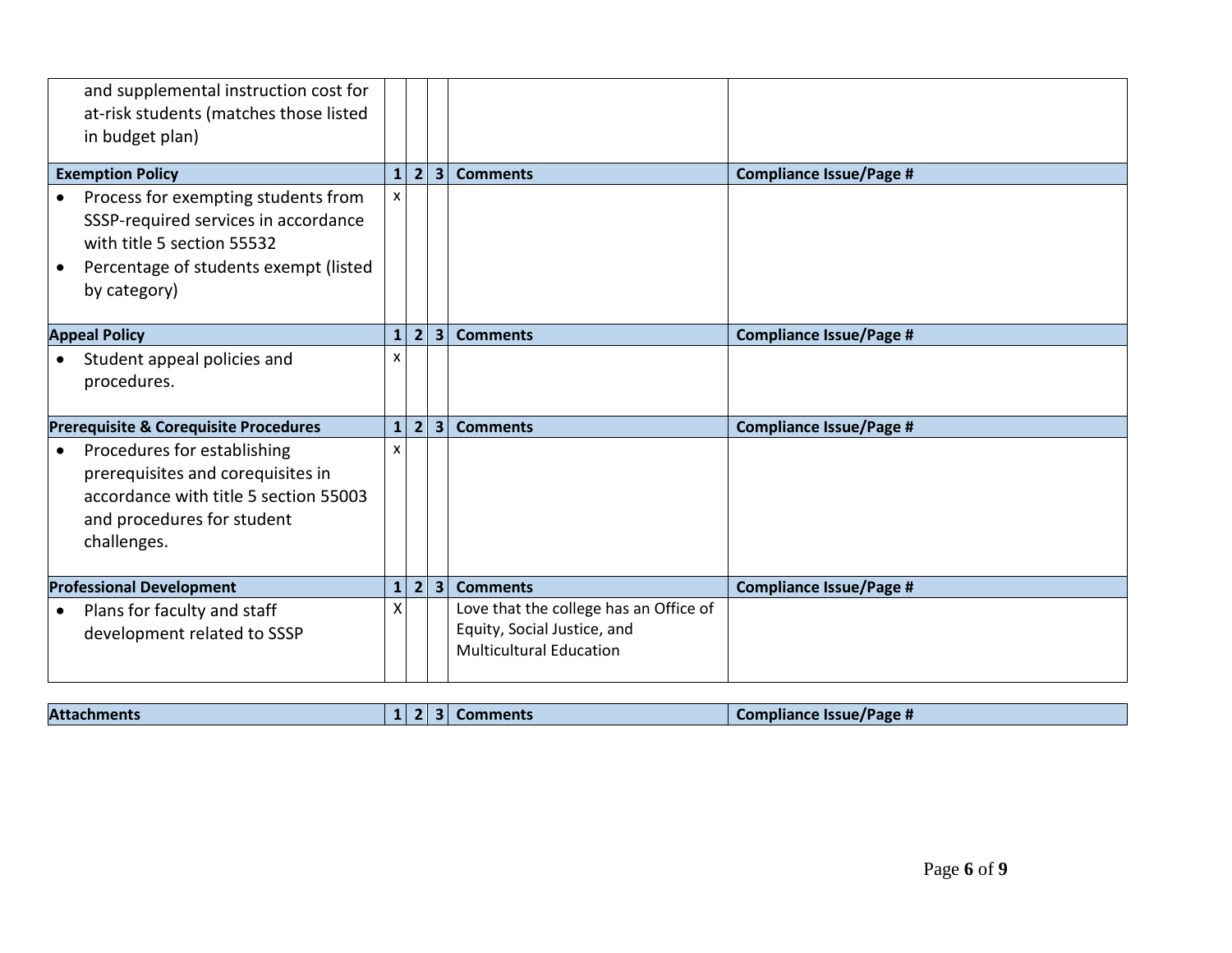| | 1 | 2 | 3 | Comments | Compliance Issue/Page # |
|---|---|---|---|---|---|
| and supplemental instruction cost for at-risk students (matches those listed in budget plan) | | | | | |
| **Exemption Policy** | **1** | **2** | **3** | **Comments** | **Compliance Issue/Page #** |
| • Process for exempting students from SSSP-required services in accordance with title 5 section 55532<br>• Percentage of students exempt (listed by category) | x | | | | |
| **Appeal Policy** | **1** | **2** | **3** | **Comments** | **Compliance Issue/Page #** |
| • Student appeal policies and procedures. | x | | | | |
| **Prerequisite & Corequisite Procedures** | **1** | **2** | **3** | **Comments** | **Compliance Issue/Page #** |
| • Procedures for establishing prerequisites and corequisites in accordance with title 5 section 55003 and procedures for student challenges. | x | | | | |
| **Professional Development** | **1** | **2** | **3** | **Comments** | **Compliance Issue/Page #** |
| • Plans for faculty and staff development related to SSSP | X | | | Love that the college has an Office of Equity, Social Justice, and Multicultural Education | |

| Attachments | 1 | 2 | 3 | Comments | Compliance Issue/Page # |
|---|---|---|---|---|---|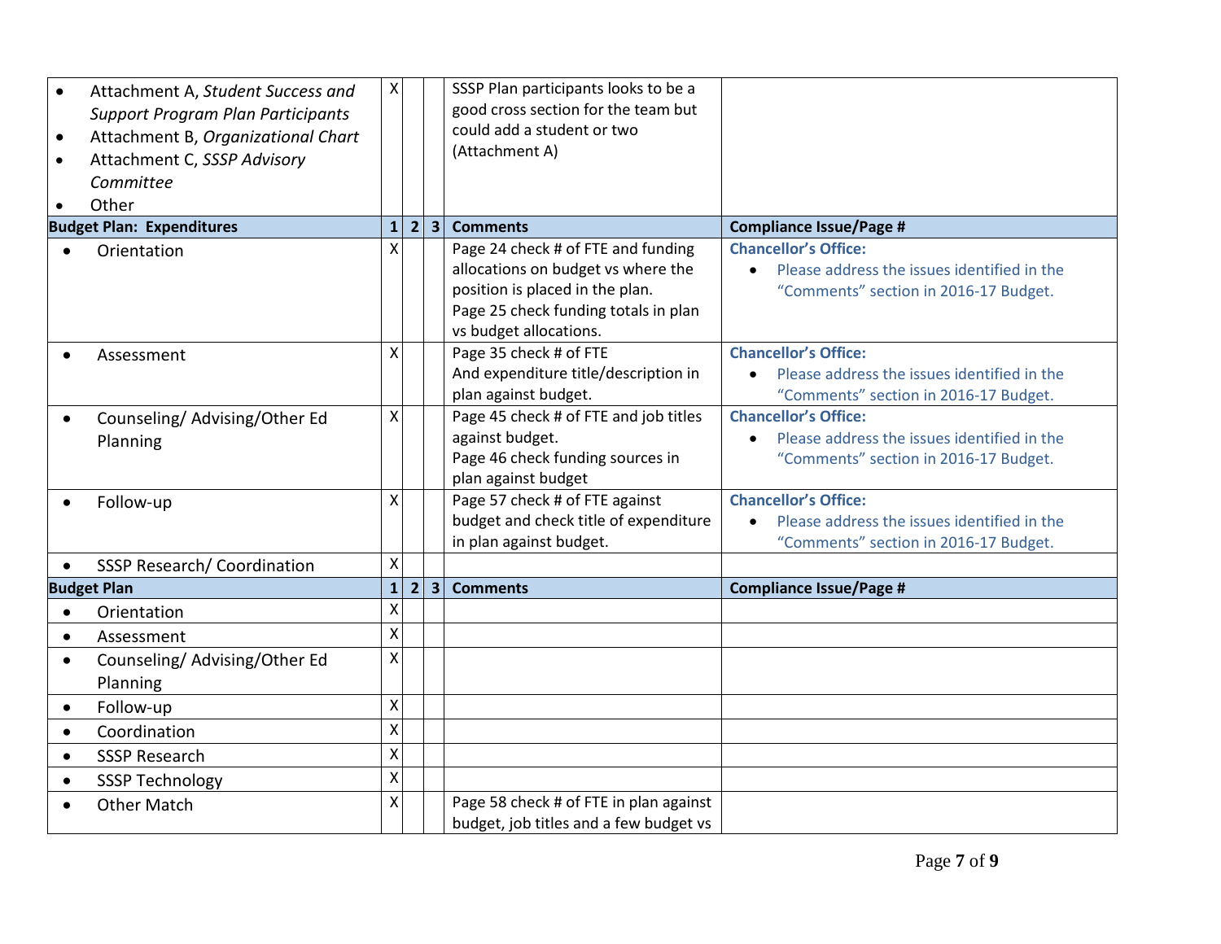| | 1 | 2 | 3 | Comments | Compliance Issue/Page # |
|---|---|---|---|---|---|
| • Attachment A, *Student Success and Support Program Plan Participants*<br>• Attachment B, *Organizational Chart*<br>• Attachment C, *SSSP Advisory Committee*<br>• Other | X | | | SSSP Plan participants looks to be a good cross section for the team but could add a student or two (Attachment A) | |
| **Budget Plan: Expenditures** | **1** | **2** | **3** | **Comments** | **Compliance Issue/Page #** |
| • Orientation | X | | | Page 24 check # of FTE and funding allocations on budget vs where the position is placed in the plan.<br>Page 25 check funding totals in plan vs budget allocations. | **Chancellor's Office:**<br>• Please address the issues identified in the "Comments" section in 2016-17 Budget. |
| • Assessment | X | | | Page 35 check # of FTE<br>And expenditure title/description in plan against budget. | **Chancellor's Office:**<br>• Please address the issues identified in the "Comments" section in 2016-17 Budget. |
| • Counseling/ Advising/Other Ed Planning | X | | | Page 45 check # of FTE and job titles against budget.<br>Page 46 check funding sources in plan against budget | **Chancellor's Office:**<br>• Please address the issues identified in the "Comments" section in 2016-17 Budget. |
| • Follow-up | X | | | Page 57 check # of FTE against budget and check title of expenditure in plan against budget. | **Chancellor's Office:**<br>• Please address the issues identified in the "Comments" section in 2016-17 Budget. |
| • SSSP Research/ Coordination | X | | | | |
| **Budget Plan** | **1** | **2** | **3** | **Comments** | **Compliance Issue/Page #** |
| • Orientation | X | | | | |
| • Assessment | X | | | | |
| • Counseling/ Advising/Other Ed Planning | X | | | | |
| • Follow-up | X | | | | |
| • Coordination | X | | | | |
| • SSSP Research | X | | | | |
| • SSSP Technology | X | | | | |
| • Other Match | X | | | Page 58 check # of FTE in plan against budget, job titles and a few budget vs | |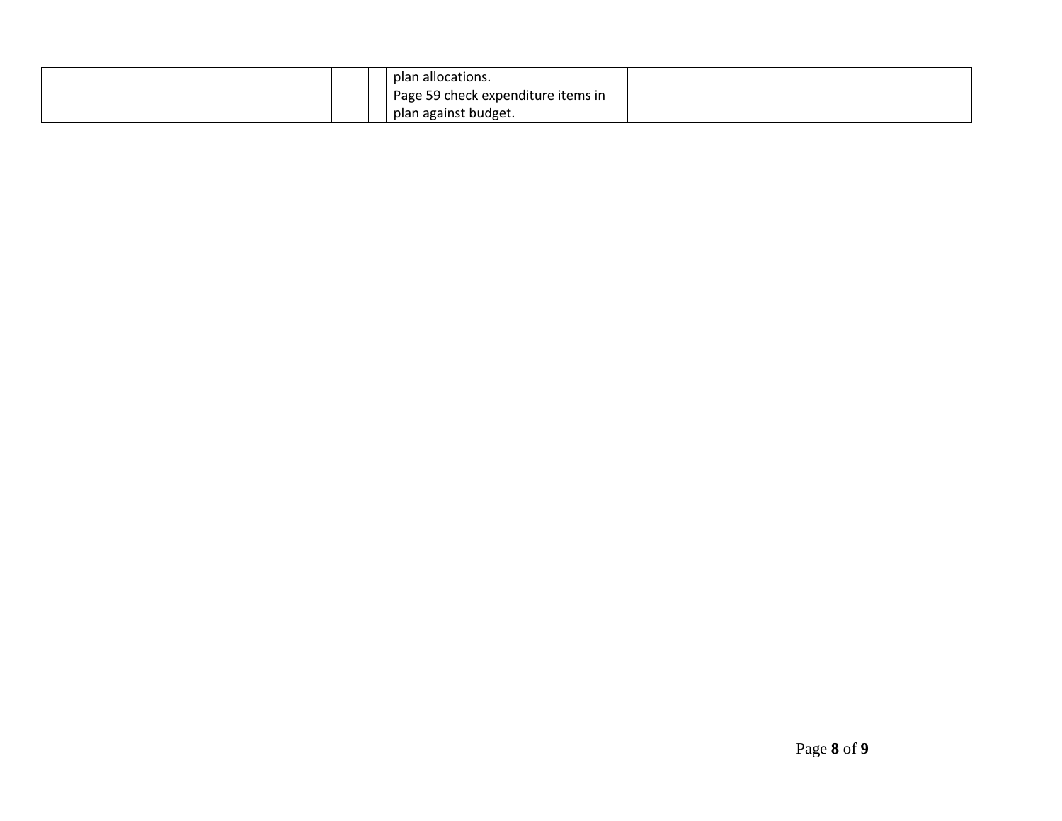|  |  |  |  |  |  |
|---|---|---|---|---|---|
|  |  |  |  | plan allocations.<br>Page 59 check expenditure items in plan against budget. |  |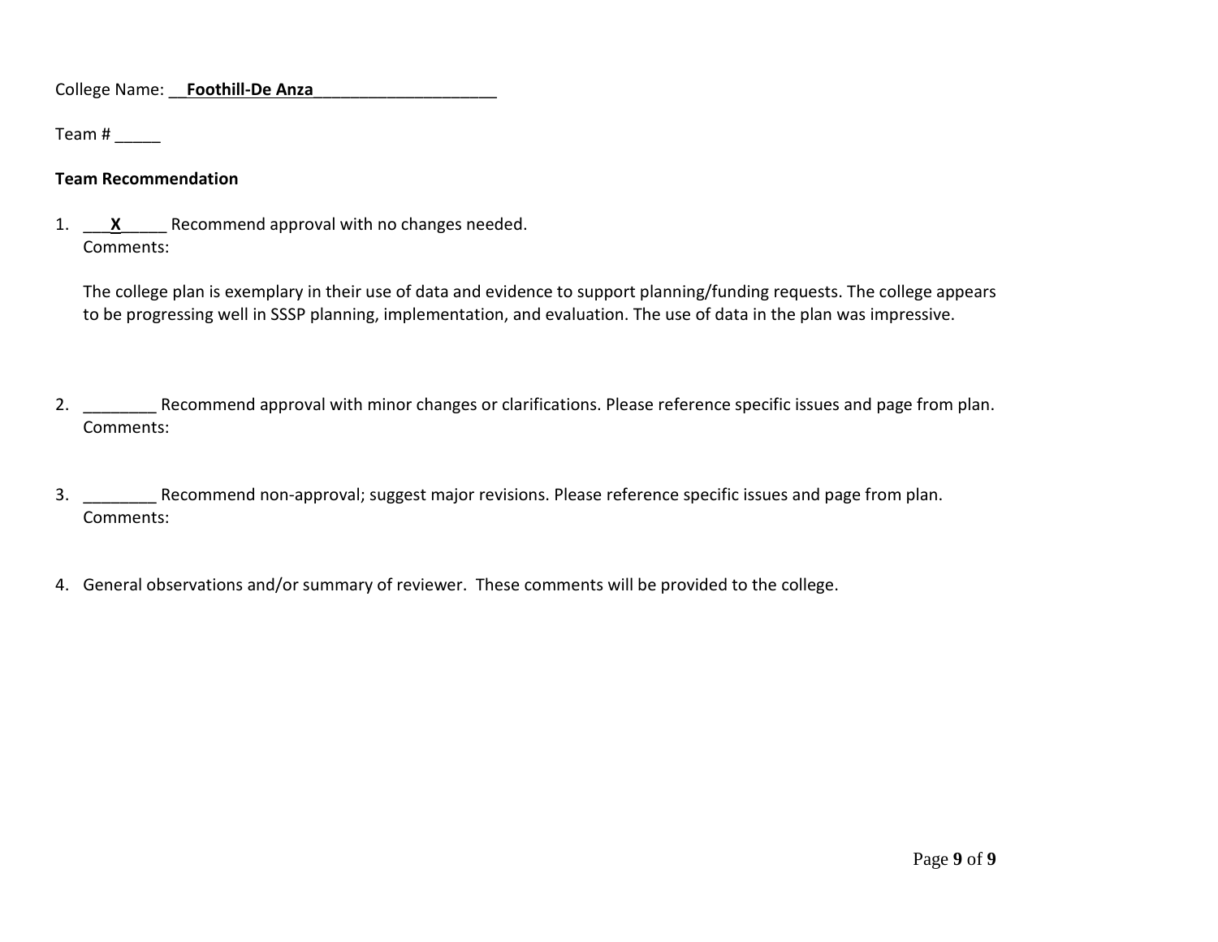College Name: __**Foothill-De Anza**____________________

Team # _____

**Team Recommendation**

1. ___**X**_____ Recommend approval with no changes needed.
   Comments:

   The college plan is exemplary in their use of data and evidence to support planning/funding requests. The college appears to be progressing well in SSSP planning, implementation, and evaluation. The use of data in the plan was impressive.

2. ________ Recommend approval with minor changes or clarifications. Please reference specific issues and page from plan.
   Comments:

3. ________ Recommend non-approval; suggest major revisions. Please reference specific issues and page from plan.
   Comments:

4. General observations and/or summary of reviewer. These comments will be provided to the college.